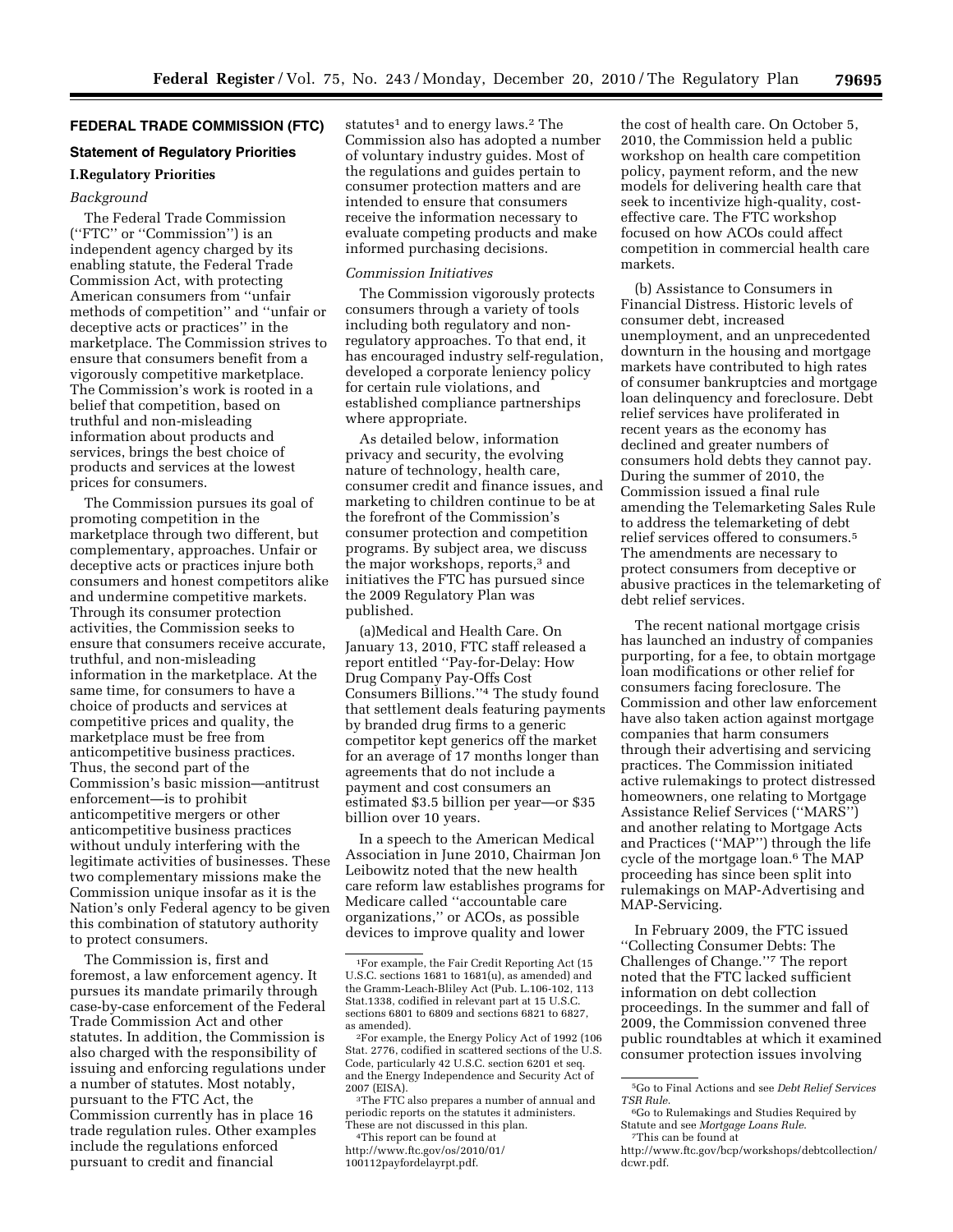## FEDERAL TRADE COMMISSION (FTC)

### Statement of Regulatory Priorities

### I. Regulatory Priorities

*Background*

The Federal Trade Commission (''FTC'' or ''Commission'') is an independent agency charged by its enabling statute, the Federal Trade Commission Act, with protecting American consumers from ''unfair methods of competition'' and ''unfair or deceptive acts or practices'' in the marketplace. The Commission strives to ensure that consumers benefit from a vigorously competitive marketplace. The Commission's work is rooted in a belief that competition, based on truthful and non-misleading information about products and services, brings the best choice of products and services at the lowest prices for consumers.

The Commission pursues its goal of promoting competition in the marketplace through two different, but complementary, approaches. Unfair or deceptive acts or practices injure both consumers and honest competitors alike and undermine competitive markets. Through its consumer protection activities, the Commission seeks to ensure that consumers receive accurate, truthful, and non-misleading information in the marketplace. At the same time, for consumers to have a choice of products and services at competitive prices and quality, the marketplace must be free from anticompetitive business practices. Thus, the second part of the Commission's basic mission—antitrust enforcement—is to prohibit anticompetitive mergers or other anticompetitive business practices without unduly interfering with the legitimate activities of businesses. These two complementary missions make the Commission unique insofar as it is the Nation's only Federal agency to be given this combination of statutory authority to protect consumers.

The Commission is, first and foremost, a law enforcement agency. It pursues its mandate primarily through case-by-case enforcement of the Federal Trade Commission Act and other statutes. In addition, the Commission is also charged with the responsibility of issuing and enforcing regulations under a number of statutes. Most notably, pursuant to the FTC Act, the Commission currently has in place 16 trade regulation rules. Other examples include the regulations enforced pursuant to credit and financial statutes[1] and to energy laws.[2] The Commission also has adopted a number of voluntary industry guides. Most of the regulations and guides pertain to consumer protection matters and are intended to ensure that consumers receive the information necessary to evaluate competing products and make informed purchasing decisions.

*Commission Initiatives*

The Commission vigorously protects consumers through a variety of tools including both regulatory and non-regulatory approaches. To that end, it has encouraged industry self-regulation, developed a corporate leniency policy for certain rule violations, and established compliance partnerships where appropriate.

As detailed below, information privacy and security, the evolving nature of technology, health care, consumer credit and finance issues, and marketing to children continue to be at the forefront of the Commission's consumer protection and competition programs. By subject area, we discuss the major workshops, reports,[3] and initiatives the FTC has pursued since the 2009 Regulatory Plan was published.

(a) Medical and Health Care. On January 13, 2010, FTC staff released a report entitled ''Pay-for-Delay: How Drug Company Pay-Offs Cost Consumers Billions.''[4] The study found that settlement deals featuring payments by branded drug firms to a generic competitor kept generics off the market for an average of 17 months longer than agreements that do not include a payment and cost consumers an estimated $3.5 billion per year—or $35 billion over 10 years.

In a speech to the American Medical Association in June 2010, Chairman Jon Leibowitz noted that the new health care reform law establishes programs for Medicare called ''accountable care organizations,'' or ACOs, as possible devices to improve quality and lower the cost of health care. On October 5, 2010, the Commission held a public workshop on health care competition policy, payment reform, and the new models for delivering health care that seek to incentivize high-quality, cost-effective care. The FTC workshop focused on how ACOs could affect competition in commercial health care markets.

(b) Assistance to Consumers in Financial Distress. Historic levels of consumer debt, increased unemployment, and an unprecedented downturn in the housing and mortgage markets have contributed to high rates of consumer bankruptcies and mortgage loan delinquency and foreclosure. Debt relief services have proliferated in recent years as the economy has declined and greater numbers of consumers hold debts they cannot pay. During the summer of 2010, the Commission issued a final rule amending the Telemarketing Sales Rule to address the telemarketing of debt relief services offered to consumers.[5] The amendments are necessary to protect consumers from deceptive or abusive practices in the telemarketing of debt relief services.

The recent national mortgage crisis has launched an industry of companies purporting, for a fee, to obtain mortgage loan modifications or other relief for consumers facing foreclosure. The Commission and other law enforcement have also taken action against mortgage companies that harm consumers through their advertising and servicing practices. The Commission initiated active rulemakings to protect distressed homeowners, one relating to Mortgage Assistance Relief Services (''MARS'') and another relating to Mortgage Acts and Practices (''MAP'') through the life cycle of the mortgage loan.[6] The MAP proceeding has since been split into rulemakings on MAP-Advertising and MAP-Servicing.

In February 2009, the FTC issued ''Collecting Consumer Debts: The Challenges of Change.''[7] The report noted that the FTC lacked sufficient information on debt collection proceedings. In the summer and fall of 2009, the Commission convened three public roundtables at which it examined consumer protection issues involving

---

[1] For example, the Fair Credit Reporting Act (15 U.S.C. sections 1681 to 1681(u), as amended) and the Gramm-Leach-Bliley Act (Pub. L.106-102, 113 Stat.1338, codified in relevant part at 15 U.S.C. sections 6801 to 6809 and sections 6821 to 6827, as amended).

[2] For example, the Energy Policy Act of 1992 (106 Stat. 2776, codified in scattered sections of the U.S. Code, particularly 42 U.S.C. section 6201 et seq. and the Energy Independence and Security Act of 2007 (EISA).

[3] The FTC also prepares a number of annual and periodic reports on the statutes it administers. These are not discussed in this plan.

[4] This report can be found at http://www.ftc.gov/os/2010/01/100112payfordelayrpt.pdf.

[5] Go to Final Actions and see *Debt Relief Services TSR Rule*.

[6] Go to Rulemakings and Studies Required by Statute and see *Mortgage Loans Rule*.

[7] This can be found at http://www.ftc.gov/bcp/workshops/debtcollection/dcwr.pdf.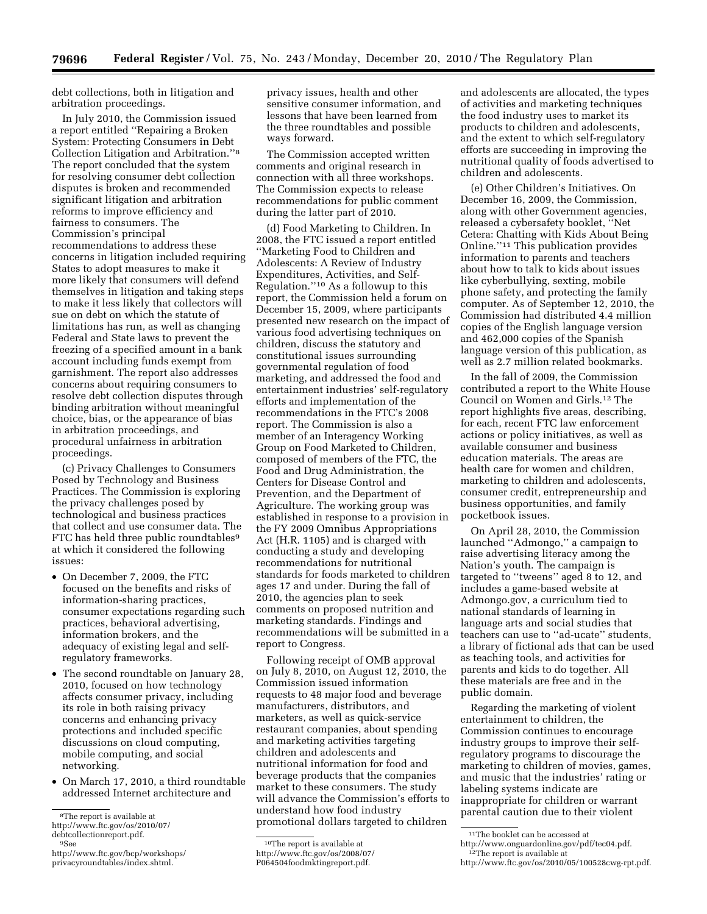debt collections, both in litigation and arbitration proceedings.

In July 2010, the Commission issued a report entitled ''Repairing a Broken System: Protecting Consumers in Debt Collection Litigation and Arbitration.''[8] The report concluded that the system for resolving consumer debt collection disputes is broken and recommended significant litigation and arbitration reforms to improve efficiency and fairness to consumers. The Commission's principal recommendations to address these concerns in litigation included requiring States to adopt measures to make it more likely that consumers will defend themselves in litigation and taking steps to make it less likely that collectors will sue on debt on which the statute of limitations has run, as well as changing Federal and State laws to prevent the freezing of a specified amount in a bank account including funds exempt from garnishment. The report also addresses concerns about requiring consumers to resolve debt collection disputes through binding arbitration without meaningful choice, bias, or the appearance of bias in arbitration proceedings, and procedural unfairness in arbitration proceedings.

(c) Privacy Challenges to Consumers Posed by Technology and Business Practices. The Commission is exploring the privacy challenges posed by technological and business practices that collect and use consumer data. The FTC has held three public roundtables[9] at which it considered the following issues:

- On December 7, 2009, the FTC focused on the benefits and risks of information-sharing practices, consumer expectations regarding such practices, behavioral advertising, information brokers, and the adequacy of existing legal and self-regulatory frameworks.
- The second roundtable on January 28, 2010, focused on how technology affects consumer privacy, including its role in both raising privacy concerns and enhancing privacy protections and included specific discussions on cloud computing, mobile computing, and social networking.
- On March 17, 2010, a third roundtable addressed Internet architecture and privacy issues, health and other sensitive consumer information, and lessons that have been learned from the three roundtables and possible ways forward.

The Commission accepted written comments and original research in connection with all three workshops. The Commission expects to release recommendations for public comment during the latter part of 2010.

(d) Food Marketing to Children. In 2008, the FTC issued a report entitled ''Marketing Food to Children and Adolescents: A Review of Industry Expenditures, Activities, and Self-Regulation.''[10] As a followup to this report, the Commission held a forum on December 15, 2009, where participants presented new research on the impact of various food advertising techniques on children, discuss the statutory and constitutional issues surrounding governmental regulation of food marketing, and addressed the food and entertainment industries' self-regulatory efforts and implementation of the recommendations in the FTC's 2008 report. The Commission is also a member of an Interagency Working Group on Food Marketed to Children, composed of members of the FTC, the Food and Drug Administration, the Centers for Disease Control and Prevention, and the Department of Agriculture. The working group was established in response to a provision in the FY 2009 Omnibus Appropriations Act (H.R. 1105) and is charged with conducting a study and developing recommendations for nutritional standards for foods marketed to children ages 17 and under. During the fall of 2010, the agencies plan to seek comments on proposed nutrition and marketing standards. Findings and recommendations will be submitted in a report to Congress.

Following receipt of OMB approval on July 8, 2010, on August 12, 2010, the Commission issued information requests to 48 major food and beverage manufacturers, distributors, and marketers, as well as quick-service restaurant companies, about spending and marketing activities targeting children and adolescents and nutritional information for food and beverage products that the companies market to these consumers. The study will advance the Commission's efforts to understand how food industry promotional dollars targeted to children and adolescents are allocated, the types of activities and marketing techniques the food industry uses to market its products to children and adolescents, and the extent to which self-regulatory efforts are succeeding in improving the nutritional quality of foods advertised to children and adolescents.

(e) Other Children's Initiatives. On December 16, 2009, the Commission, along with other Government agencies, released a cybersafety booklet, ''Net Cetera: Chatting with Kids About Being Online.''[11] This publication provides information to parents and teachers about how to talk to kids about issues like cyberbullying, sexting, mobile phone safety, and protecting the family computer. As of September 12, 2010, the Commission had distributed 4.4 million copies of the English language version and 462,000 copies of the Spanish language version of this publication, as well as 2.7 million related bookmarks.

In the fall of 2009, the Commission contributed a report to the White House Council on Women and Girls.[12] The report highlights five areas, describing, for each, recent FTC law enforcement actions or policy initiatives, as well as available consumer and business education materials. The areas are health care for women and children, marketing to children and adolescents, consumer credit, entrepreneurship and business opportunities, and family pocketbook issues.

On April 28, 2010, the Commission launched ''Admongo,'' a campaign to raise advertising literacy among the Nation's youth. The campaign is targeted to ''tweens'' aged 8 to 12, and includes a game-based website at Admongo.gov, a curriculum tied to national standards of learning in language arts and social studies that teachers can use to ''ad-ucate'' students, a library of fictional ads that can be used as teaching tools, and activities for parents and kids to do together. All these materials are free and in the public domain.

Regarding the marketing of violent entertainment to children, the Commission continues to encourage industry groups to improve their self-regulatory programs to discourage the marketing to children of movies, games, and music that the industries' rating or labeling systems indicate are inappropriate for children or warrant parental caution due to their violent

---

[8] The report is available at http://www.ftc.gov/os/2010/07/debtcollectionreport.pdf.

[9] See http://www.ftc.gov/bcp/workshops/privacyroundtables/index.shtml.

[10] The report is available at http://www.ftc.gov/os/2008/07/P064504foodmktingreport.pdf.

[11] The booklet can be accessed at http://www.onguardonline.gov/pdf/tec04.pdf.

[12] The report is available at http://www.ftc.gov/os/2010/05/100528cwg-rpt.pdf.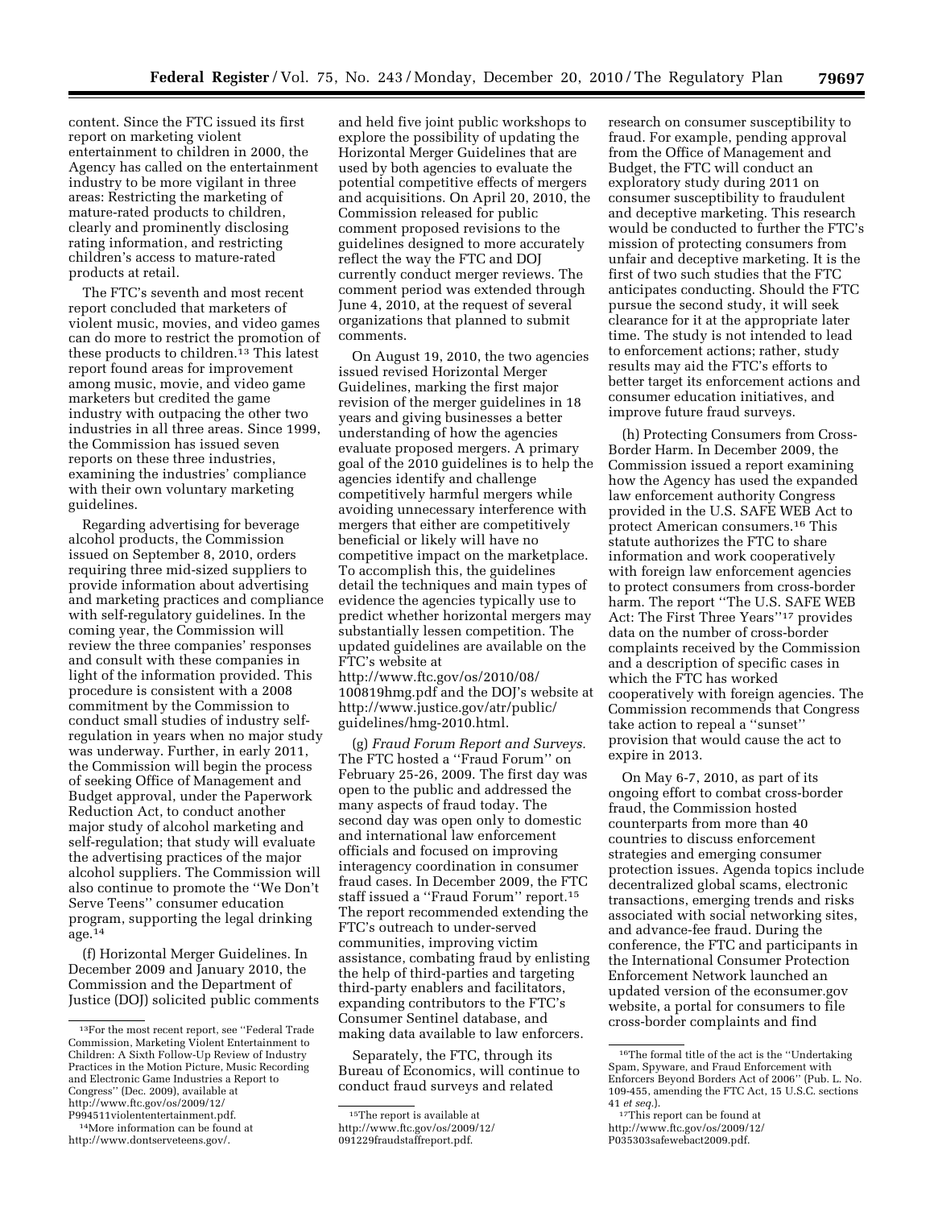content. Since the FTC issued its first report on marketing violent entertainment to children in 2000, the Agency has called on the entertainment industry to be more vigilant in three areas: Restricting the marketing of mature-rated products to children, clearly and prominently disclosing rating information, and restricting children's access to mature-rated products at retail.

The FTC's seventh and most recent report concluded that marketers of violent music, movies, and video games can do more to restrict the promotion of these products to children.[13] This latest report found areas for improvement among music, movie, and video game marketers but credited the game industry with outpacing the other two industries in all three areas. Since 1999, the Commission has issued seven reports on these three industries, examining the industries' compliance with their own voluntary marketing guidelines.

Regarding advertising for beverage alcohol products, the Commission issued on September 8, 2010, orders requiring three mid-sized suppliers to provide information about advertising and marketing practices and compliance with self-regulatory guidelines. In the coming year, the Commission will review the three companies' responses and consult with these companies in light of the information provided. This procedure is consistent with a 2008 commitment by the Commission to conduct small studies of industry self-regulation in years when no major study was underway. Further, in early 2011, the Commission will begin the process of seeking Office of Management and Budget approval, under the Paperwork Reduction Act, to conduct another major study of alcohol marketing and self-regulation; that study will evaluate the advertising practices of the major alcohol suppliers. The Commission will also continue to promote the ''We Don't Serve Teens'' consumer education program, supporting the legal drinking age.[14]

(f) Horizontal Merger Guidelines. In December 2009 and January 2010, the Commission and the Department of Justice (DOJ) solicited public comments and held five joint public workshops to explore the possibility of updating the Horizontal Merger Guidelines that are used by both agencies to evaluate the potential competitive effects of mergers and acquisitions. On April 20, 2010, the Commission released for public comment proposed revisions to the guidelines designed to more accurately reflect the way the FTC and DOJ currently conduct merger reviews. The comment period was extended through June 4, 2010, at the request of several organizations that planned to submit comments.

On August 19, 2010, the two agencies issued revised Horizontal Merger Guidelines, marking the first major revision of the merger guidelines in 18 years and giving businesses a better understanding of how the agencies evaluate proposed mergers. A primary goal of the 2010 guidelines is to help the agencies identify and challenge competitively harmful mergers while avoiding unnecessary interference with mergers that either are competitively beneficial or likely will have no competitive impact on the marketplace. To accomplish this, the guidelines detail the techniques and main types of evidence the agencies typically use to predict whether horizontal mergers may substantially lessen competition. The updated guidelines are available on the FTC's website at http://www.ftc.gov/os/2010/08/100819hmg.pdf and the DOJ's website at http://www.justice.gov/atr/public/guidelines/hmg-2010.html.

(g) *Fraud Forum Report and Surveys.* The FTC hosted a ''Fraud Forum'' on February 25-26, 2009. The first day was open to the public and addressed the many aspects of fraud today. The second day was open only to domestic and international law enforcement officials and focused on improving interagency coordination in consumer fraud cases. In December 2009, the FTC staff issued a ''Fraud Forum'' report.[15] The report recommended extending the FTC's outreach to under-served communities, improving victim assistance, combating fraud by enlisting the help of third-parties and targeting third-party enablers and facilitators, expanding contributors to the FTC's Consumer Sentinel database, and making data available to law enforcers.

Separately, the FTC, through its Bureau of Economics, will continue to conduct fraud surveys and related research on consumer susceptibility to fraud. For example, pending approval from the Office of Management and Budget, the FTC will conduct an exploratory study during 2011 on consumer susceptibility to fraudulent and deceptive marketing. This research would be conducted to further the FTC's mission of protecting consumers from unfair and deceptive marketing. It is the first of two such studies that the FTC anticipates conducting. Should the FTC pursue the second study, it will seek clearance for it at the appropriate later time. The study is not intended to lead to enforcement actions; rather, study results may aid the FTC's efforts to better target its enforcement actions and consumer education initiatives, and improve future fraud surveys.

(h) Protecting Consumers from Cross-Border Harm. In December 2009, the Commission issued a report examining how the Agency has used the expanded law enforcement authority Congress provided in the U.S. SAFE WEB Act to protect American consumers.[16] This statute authorizes the FTC to share information and work cooperatively with foreign law enforcement agencies to protect consumers from cross-border harm. The report ''The U.S. SAFE WEB Act: The First Three Years''[17] provides data on the number of cross-border complaints received by the Commission and a description of specific cases in which the FTC has worked cooperatively with foreign agencies. The Commission recommends that Congress take action to repeal a ''sunset'' provision that would cause the act to expire in 2013.

On May 6-7, 2010, as part of its ongoing effort to combat cross-border fraud, the Commission hosted counterparts from more than 40 countries to discuss enforcement strategies and emerging consumer protection issues. Agenda topics include decentralized global scams, electronic transactions, emerging trends and risks associated with social networking sites, and advance-fee fraud. During the conference, the FTC and participants in the International Consumer Protection Enforcement Network launched an updated version of the econsumer.gov website, a portal for consumers to file cross-border complaints and find

---

[13] For the most recent report, see ''Federal Trade Commission, Marketing Violent Entertainment to Children: A Sixth Follow-Up Review of Industry Practices in the Motion Picture, Music Recording and Electronic Game Industries a Report to Congress'' (Dec. 2009), available at http://www.ftc.gov/os/2009/12/P994511violententertainment.pdf.

[14] More information can be found at http://www.dontserveteens.gov/.

[15] The report is available at http://www.ftc.gov/os/2009/12/091229fraudstaffreport.pdf.

[16] The formal title of the act is the ''Undertaking Spam, Spyware, and Fraud Enforcement with Enforcers Beyond Borders Act of 2006'' (Pub. L. No. 109-455, amending the FTC Act, 15 U.S.C. sections 41 *et seq.*).

[17] This report can be found at http://www.ftc.gov/os/2009/12/P035303safewebact2009.pdf.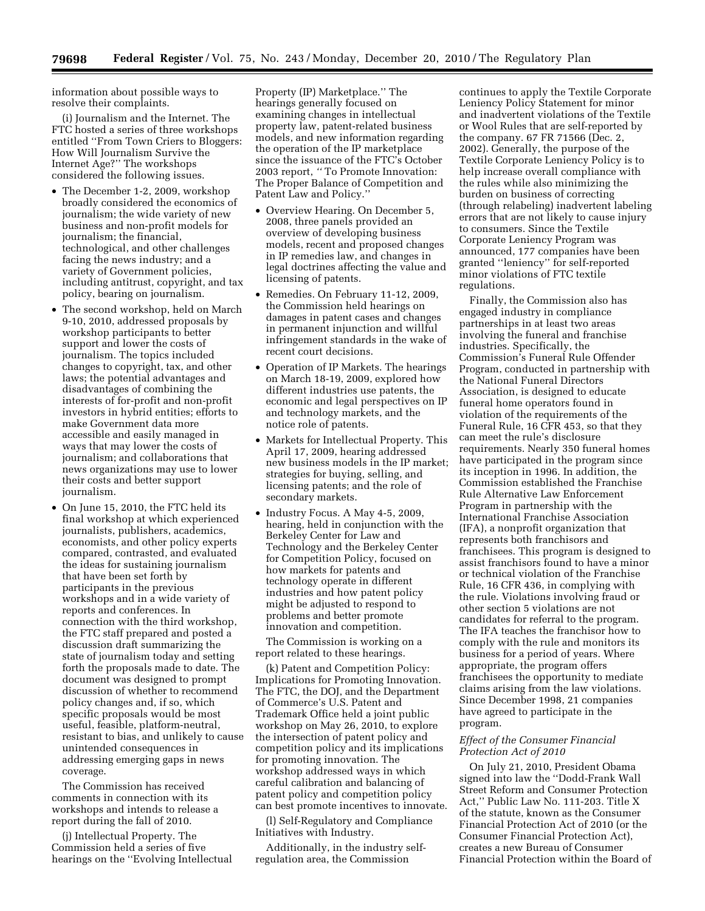information about possible ways to resolve their complaints.

(i) Journalism and the Internet. The FTC hosted a series of three workshops entitled ''From Town Criers to Bloggers: How Will Journalism Survive the Internet Age?'' The workshops considered the following issues.

- The December 1-2, 2009, workshop broadly considered the economics of journalism; the wide variety of new business and non-profit models for journalism; the financial, technological, and other challenges facing the news industry; and a variety of Government policies, including antitrust, copyright, and tax policy, bearing on journalism.
- The second workshop, held on March 9-10, 2010, addressed proposals by workshop participants to better support and lower the costs of journalism. The topics included changes to copyright, tax, and other laws; the potential advantages and disadvantages of combining the interests of for-profit and non-profit investors in hybrid entities; efforts to make Government data more accessible and easily managed in ways that may lower the costs of journalism; and collaborations that news organizations may use to lower their costs and better support journalism.
- On June 15, 2010, the FTC held its final workshop at which experienced journalists, publishers, academics, economists, and other policy experts compared, contrasted, and evaluated the ideas for sustaining journalism that have been set forth by participants in the previous workshops and in a wide variety of reports and conferences. In connection with the third workshop, the FTC staff prepared and posted a discussion draft summarizing the state of journalism today and setting forth the proposals made to date. The document was designed to prompt discussion of whether to recommend policy changes and, if so, which specific proposals would be most useful, feasible, platform-neutral, resistant to bias, and unlikely to cause unintended consequences in addressing emerging gaps in news coverage.

The Commission has received comments in connection with its workshops and intends to release a report during the fall of 2010.

(j) Intellectual Property. The Commission held a series of five hearings on the ''Evolving Intellectual Property (IP) Marketplace.'' The hearings generally focused on examining changes in intellectual property law, patent-related business models, and new information regarding the operation of the IP marketplace since the issuance of the FTC's October 2003 report, '' To Promote Innovation: The Proper Balance of Competition and Patent Law and Policy.''

- Overview Hearing. On December 5, 2008, three panels provided an overview of developing business models, recent and proposed changes in IP remedies law, and changes in legal doctrines affecting the value and licensing of patents.
- Remedies. On February 11-12, 2009, the Commission held hearings on damages in patent cases and changes in permanent injunction and willful infringement standards in the wake of recent court decisions.
- Operation of IP Markets. The hearings on March 18-19, 2009, explored how different industries use patents, the economic and legal perspectives on IP and technology markets, and the notice role of patents.
- Markets for Intellectual Property. This April 17, 2009, hearing addressed new business models in the IP market; strategies for buying, selling, and licensing patents; and the role of secondary markets.
- Industry Focus. A May 4-5, 2009, hearing, held in conjunction with the Berkeley Center for Law and Technology and the Berkeley Center for Competition Policy, focused on how markets for patents and technology operate in different industries and how patent policy might be adjusted to respond to problems and better promote innovation and competition.

The Commission is working on a report related to these hearings.

(k) Patent and Competition Policy: Implications for Promoting Innovation. The FTC, the DOJ, and the Department of Commerce's U.S. Patent and Trademark Office held a joint public workshop on May 26, 2010, to explore the intersection of patent policy and competition policy and its implications for promoting innovation. The workshop addressed ways in which careful calibration and balancing of patent policy and competition policy can best promote incentives to innovate.

(l) Self-Regulatory and Compliance Initiatives with Industry.

Additionally, in the industry self-regulation area, the Commission continues to apply the Textile Corporate Leniency Policy Statement for minor and inadvertent violations of the Textile or Wool Rules that are self-reported by the company. 67 FR 71566 (Dec. 2, 2002). Generally, the purpose of the Textile Corporate Leniency Policy is to help increase overall compliance with the rules while also minimizing the burden on business of correcting (through relabeling) inadvertent labeling errors that are not likely to cause injury to consumers. Since the Textile Corporate Leniency Program was announced, 177 companies have been granted ''leniency'' for self-reported minor violations of FTC textile regulations.

Finally, the Commission also has engaged industry in compliance partnerships in at least two areas involving the funeral and franchise industries. Specifically, the Commission's Funeral Rule Offender Program, conducted in partnership with the National Funeral Directors Association, is designed to educate funeral home operators found in violation of the requirements of the Funeral Rule, 16 CFR 453, so that they can meet the rule's disclosure requirements. Nearly 350 funeral homes have participated in the program since its inception in 1996. In addition, the Commission established the Franchise Rule Alternative Law Enforcement Program in partnership with the International Franchise Association (IFA), a nonprofit organization that represents both franchisors and franchisees. This program is designed to assist franchisors found to have a minor or technical violation of the Franchise Rule, 16 CFR 436, in complying with the rule. Violations involving fraud or other section 5 violations are not candidates for referral to the program. The IFA teaches the franchisor how to comply with the rule and monitors its business for a period of years. Where appropriate, the program offers franchisees the opportunity to mediate claims arising from the law violations. Since December 1998, 21 companies have agreed to participate in the program.

*Effect of the Consumer Financial Protection Act of 2010*

On July 21, 2010, President Obama signed into law the ''Dodd-Frank Wall Street Reform and Consumer Protection Act,'' Public Law No. 111-203. Title X of the statute, known as the Consumer Financial Protection Act of 2010 (or the Consumer Financial Protection Act), creates a new Bureau of Consumer Financial Protection within the Board of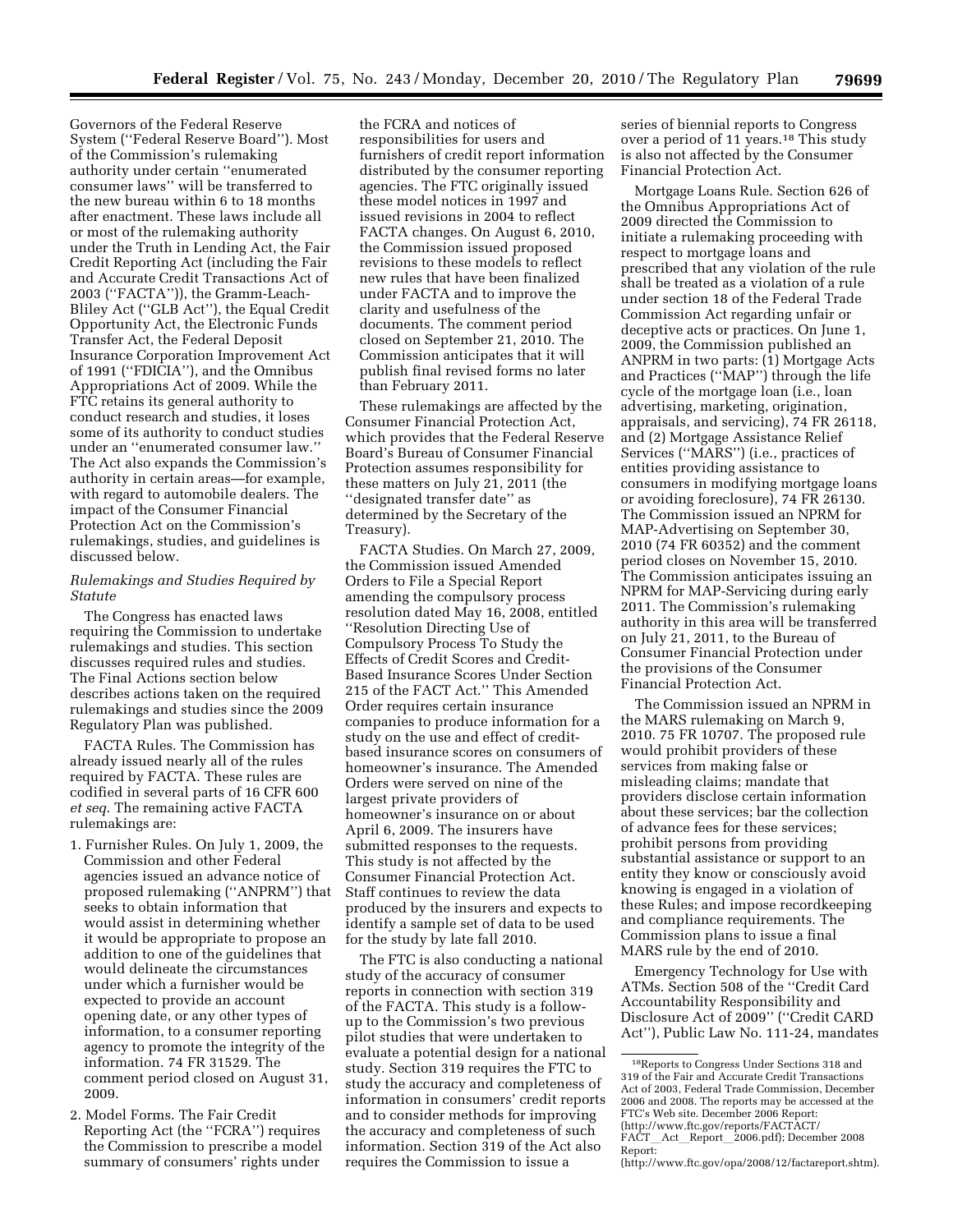Governors of the Federal Reserve System (''Federal Reserve Board''). Most of the Commission's rulemaking authority under certain ''enumerated consumer laws'' will be transferred to the new bureau within 6 to 18 months after enactment. These laws include all or most of the rulemaking authority under the Truth in Lending Act, the Fair Credit Reporting Act (including the Fair and Accurate Credit Transactions Act of 2003 (''FACTA'')), the Gramm-Leach-Bliley Act (''GLB Act''), the Equal Credit Opportunity Act, the Electronic Funds Transfer Act, the Federal Deposit Insurance Corporation Improvement Act of 1991 (''FDICIA''), and the Omnibus Appropriations Act of 2009. While the FTC retains its general authority to conduct research and studies, it loses some of its authority to conduct studies under an ''enumerated consumer law.'' The Act also expands the Commission's authority in certain areas—for example, with regard to automobile dealers. The impact of the Consumer Financial Protection Act on the Commission's rulemakings, studies, and guidelines is discussed below.

*Rulemakings and Studies Required by Statute*

The Congress has enacted laws requiring the Commission to undertake rulemakings and studies. This section discusses required rules and studies. The Final Actions section below describes actions taken on the required rulemakings and studies since the 2009 Regulatory Plan was published.

FACTA Rules. The Commission has already issued nearly all of the rules required by FACTA. These rules are codified in several parts of 16 CFR 600 *et seq*. The remaining active FACTA rulemakings are:

1. Furnisher Rules. On July 1, 2009, the Commission and other Federal agencies issued an advance notice of proposed rulemaking (''ANPRM'') that seeks to obtain information that would assist in determining whether it would be appropriate to propose an addition to one of the guidelines that would delineate the circumstances under which a furnisher would be expected to provide an account opening date, or any other types of information, to a consumer reporting agency to promote the integrity of the information. 74 FR 31529. The comment period closed on August 31, 2009.
2. Model Forms. The Fair Credit Reporting Act (the ''FCRA'') requires the Commission to prescribe a model summary of consumers' rights under the FCRA and notices of responsibilities for users and furnishers of credit report information distributed by the consumer reporting agencies. The FTC originally issued these model notices in 1997 and issued revisions in 2004 to reflect FACTA changes. On August 6, 2010, the Commission issued proposed revisions to these models to reflect new rules that have been finalized under FACTA and to improve the clarity and usefulness of the documents. The comment period closed on September 21, 2010. The Commission anticipates that it will publish final revised forms no later than February 2011.

These rulemakings are affected by the Consumer Financial Protection Act, which provides that the Federal Reserve Board's Bureau of Consumer Financial Protection assumes responsibility for these matters on July 21, 2011 (the ''designated transfer date'' as determined by the Secretary of the Treasury).

FACTA Studies. On March 27, 2009, the Commission issued Amended Orders to File a Special Report amending the compulsory process resolution dated May 16, 2008, entitled ''Resolution Directing Use of Compulsory Process To Study the Effects of Credit Scores and Credit-Based Insurance Scores Under Section 215 of the FACT Act.'' This Amended Order requires certain insurance companies to produce information for a study on the use and effect of credit-based insurance scores on consumers of homeowner's insurance. The Amended Orders were served on nine of the largest private providers of homeowner's insurance on or about April 6, 2009. The insurers have submitted responses to the requests. This study is not affected by the Consumer Financial Protection Act. Staff continues to review the data produced by the insurers and expects to identify a sample set of data to be used for the study by late fall 2010.

The FTC is also conducting a national study of the accuracy of consumer reports in connection with section 319 of the FACTA. This study is a follow-up to the Commission's two previous pilot studies that were undertaken to evaluate a potential design for a national study. Section 319 requires the FTC to study the accuracy and completeness of information in consumers' credit reports and to consider methods for improving the accuracy and completeness of such information. Section 319 of the Act also requires the Commission to issue a series of biennial reports to Congress over a period of 11 years.[18] This study is also not affected by the Consumer Financial Protection Act.

Mortgage Loans Rule. Section 626 of the Omnibus Appropriations Act of 2009 directed the Commission to initiate a rulemaking proceeding with respect to mortgage loans and prescribed that any violation of the rule shall be treated as a violation of a rule under section 18 of the Federal Trade Commission Act regarding unfair or deceptive acts or practices. On June 1, 2009, the Commission published an ANPRM in two parts: (1) Mortgage Acts and Practices (''MAP'') through the life cycle of the mortgage loan (i.e., loan advertising, marketing, origination, appraisals, and servicing), 74 FR 26118, and (2) Mortgage Assistance Relief Services (''MARS'') (i.e., practices of entities providing assistance to consumers in modifying mortgage loans or avoiding foreclosure), 74 FR 26130. The Commission issued an NPRM for MAP-Advertising on September 30, 2010 (74 FR 60352) and the comment period closes on November 15, 2010. The Commission anticipates issuing an NPRM for MAP-Servicing during early 2011. The Commission's rulemaking authority in this area will be transferred on July 21, 2011, to the Bureau of Consumer Financial Protection under the provisions of the Consumer Financial Protection Act.

The Commission issued an NPRM in the MARS rulemaking on March 9, 2010. 75 FR 10707. The proposed rule would prohibit providers of these services from making false or misleading claims; mandate that providers disclose certain information about these services; bar the collection of advance fees for these services; prohibit persons from providing substantial assistance or support to an entity they know or consciously avoid knowing is engaged in a violation of these Rules; and impose recordkeeping and compliance requirements. The Commission plans to issue a final MARS rule by the end of 2010.

Emergency Technology for Use with ATMs. Section 508 of the ''Credit Card Accountability Responsibility and Disclosure Act of 2009'' (''Credit CARD Act''), Public Law No. 111-24, mandates

[18] Reports to Congress Under Sections 318 and 319 of the Fair and Accurate Credit Transactions Act of 2003, Federal Trade Commission, December 2006 and 2008. The reports may be accessed at the FTC's Web site. December 2006 Report: (http://www.ftc.gov/reports/FACTACT/FACT__Act__Report__2006.pdf); December 2008 Report: (http://www.ftc.gov/opa/2008/12/factareport.shtm).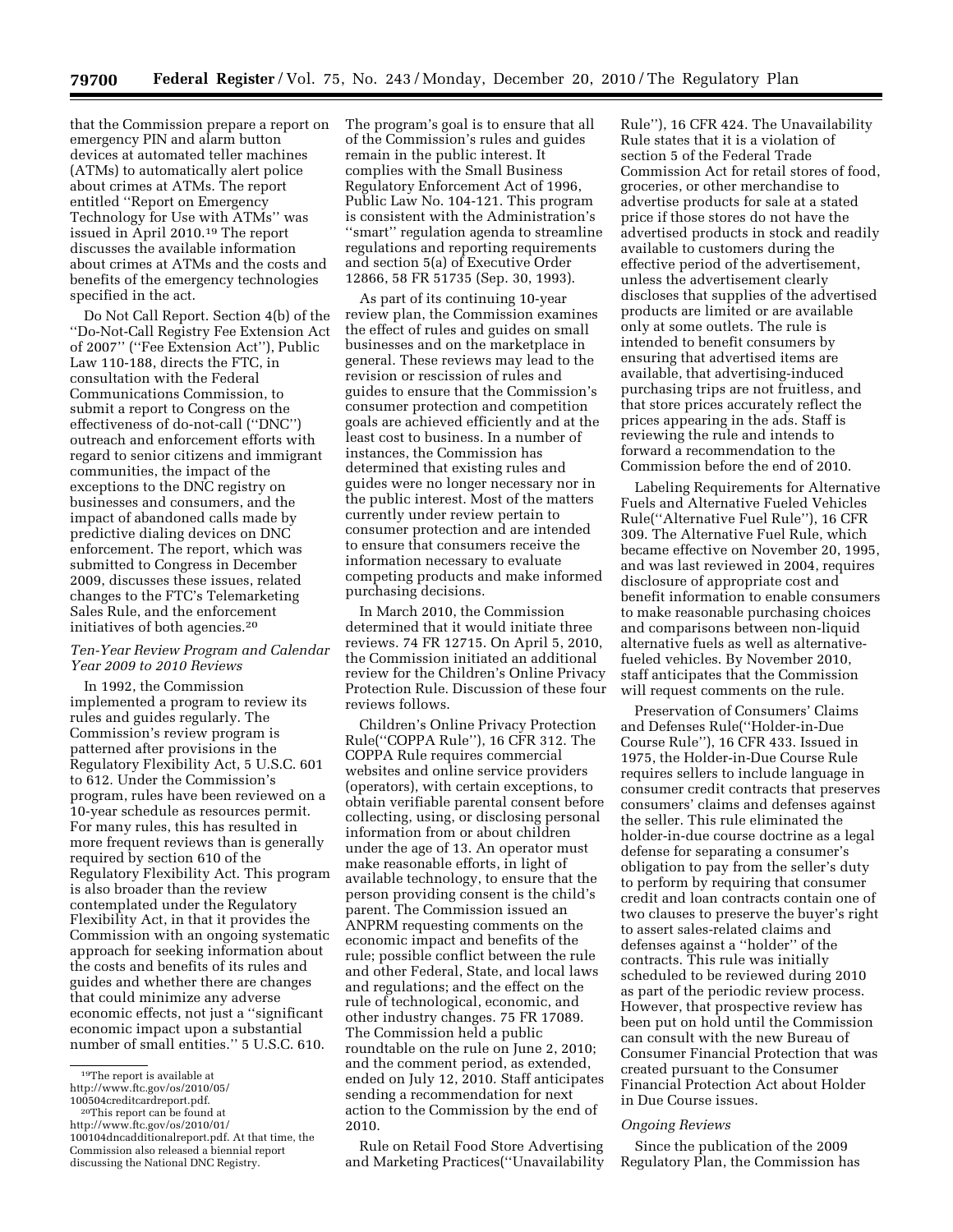that the Commission prepare a report on emergency PIN and alarm button devices at automated teller machines (ATMs) to automatically alert police about crimes at ATMs. The report entitled ''Report on Emergency Technology for Use with ATMs'' was issued in April 2010.[19] The report discusses the available information about crimes at ATMs and the costs and benefits of the emergency technologies specified in the act.

Do Not Call Report. Section 4(b) of the ''Do-Not-Call Registry Fee Extension Act of 2007'' (''Fee Extension Act''), Public Law 110-188, directs the FTC, in consultation with the Federal Communications Commission, to submit a report to Congress on the effectiveness of do-not-call (''DNC'') outreach and enforcement efforts with regard to senior citizens and immigrant communities, the impact of the exceptions to the DNC registry on businesses and consumers, and the impact of abandoned calls made by predictive dialing devices on DNC enforcement. The report, which was submitted to Congress in December 2009, discusses these issues, related changes to the FTC's Telemarketing Sales Rule, and the enforcement initiatives of both agencies.[20]

*Ten-Year Review Program and Calendar Year 2009 to 2010 Reviews*

In 1992, the Commission implemented a program to review its rules and guides regularly. The Commission's review program is patterned after provisions in the Regulatory Flexibility Act, 5 U.S.C. 601 to 612. Under the Commission's program, rules have been reviewed on a 10-year schedule as resources permit. For many rules, this has resulted in more frequent reviews than is generally required by section 610 of the Regulatory Flexibility Act. This program is also broader than the review contemplated under the Regulatory Flexibility Act, in that it provides the Commission with an ongoing systematic approach for seeking information about the costs and benefits of its rules and guides and whether there are changes that could minimize any adverse economic effects, not just a ''significant economic impact upon a substantial number of small entities.'' 5 U.S.C. 610. The program's goal is to ensure that all of the Commission's rules and guides remain in the public interest. It complies with the Small Business Regulatory Enforcement Act of 1996, Public Law No. 104-121. This program is consistent with the Administration's ''smart'' regulation agenda to streamline regulations and reporting requirements and section 5(a) of Executive Order 12866, 58 FR 51735 (Sep. 30, 1993).

As part of its continuing 10-year review plan, the Commission examines the effect of rules and guides on small businesses and on the marketplace in general. These reviews may lead to the revision or rescission of rules and guides to ensure that the Commission's consumer protection and competition goals are achieved efficiently and at the least cost to business. In a number of instances, the Commission has determined that existing rules and guides were no longer necessary nor in the public interest. Most of the matters currently under review pertain to consumer protection and are intended to ensure that consumers receive the information necessary to evaluate competing products and make informed purchasing decisions.

In March 2010, the Commission determined that it would initiate three reviews. 74 FR 12715. On April 5, 2010, the Commission initiated an additional review for the Children's Online Privacy Protection Rule. Discussion of these four reviews follows.

Children's Online Privacy Protection Rule(''COPPA Rule''), 16 CFR 312. The COPPA Rule requires commercial websites and online service providers (operators), with certain exceptions, to obtain verifiable parental consent before collecting, using, or disclosing personal information from or about children under the age of 13. An operator must make reasonable efforts, in light of available technology, to ensure that the person providing consent is the child's parent. The Commission issued an ANPRM requesting comments on the economic impact and benefits of the rule; possible conflict between the rule and other Federal, State, and local laws and regulations; and the effect on the rule of technological, economic, and other industry changes. 75 FR 17089. The Commission held a public roundtable on the rule on June 2, 2010; and the comment period, as extended, ended on July 12, 2010. Staff anticipates sending a recommendation for next action to the Commission by the end of 2010.

Rule on Retail Food Store Advertising and Marketing Practices(''Unavailability Rule''), 16 CFR 424. The Unavailability Rule states that it is a violation of section 5 of the Federal Trade Commission Act for retail stores of food, groceries, or other merchandise to advertise products for sale at a stated price if those stores do not have the advertised products in stock and readily available to customers during the effective period of the advertisement, unless the advertisement clearly discloses that supplies of the advertised products are limited or are available only at some outlets. The rule is intended to benefit consumers by ensuring that advertised items are available, that advertising-induced purchasing trips are not fruitless, and that store prices accurately reflect the prices appearing in the ads. Staff is reviewing the rule and intends to forward a recommendation to the Commission before the end of 2010.

Labeling Requirements for Alternative Fuels and Alternative Fueled Vehicles Rule(''Alternative Fuel Rule''), 16 CFR 309. The Alternative Fuel Rule, which became effective on November 20, 1995, and was last reviewed in 2004, requires disclosure of appropriate cost and benefit information to enable consumers to make reasonable purchasing choices and comparisons between non-liquid alternative fuels as well as alternative-fueled vehicles. By November 2010, staff anticipates that the Commission will request comments on the rule.

Preservation of Consumers' Claims and Defenses Rule(''Holder-in-Due Course Rule''), 16 CFR 433. Issued in 1975, the Holder-in-Due Course Rule requires sellers to include language in consumer credit contracts that preserves consumers' claims and defenses against the seller. This rule eliminated the holder-in-due course doctrine as a legal defense for separating a consumer's obligation to pay from the seller's duty to perform by requiring that consumer credit and loan contracts contain one of two clauses to preserve the buyer's right to assert sales-related claims and defenses against a ''holder'' of the contracts. This rule was initially scheduled to be reviewed during 2010 as part of the periodic review process. However, that prospective review has been put on hold until the Commission can consult with the new Bureau of Consumer Financial Protection that was created pursuant to the Consumer Financial Protection Act about Holder in Due Course issues.

*Ongoing Reviews*

Since the publication of the 2009 Regulatory Plan, the Commission has

---

[19] The report is available at http://www.ftc.gov/os/2010/05/100504creditcardreport.pdf.

[20] This report can be found at http://www.ftc.gov/os/2010/01/100104dncadditionalreport.pdf. At that time, the Commission also released a biennial report discussing the National DNC Registry.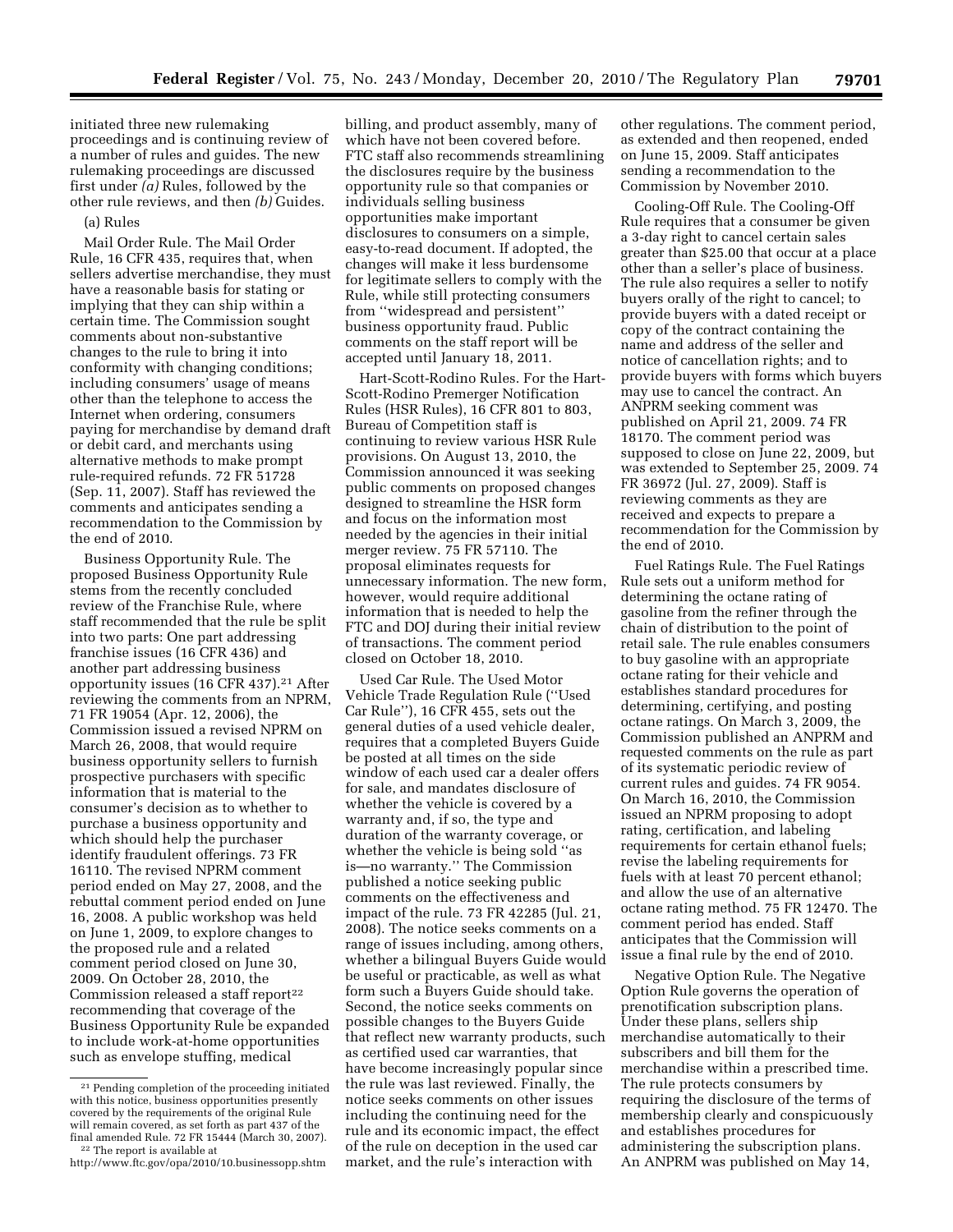initiated three new rulemaking proceedings and is continuing review of a number of rules and guides. The new rulemaking proceedings are discussed first under *(a)* Rules, followed by the other rule reviews, and then *(b)* Guides.

(a) Rules

Mail Order Rule. The Mail Order Rule, 16 CFR 435, requires that, when sellers advertise merchandise, they must have a reasonable basis for stating or implying that they can ship within a certain time. The Commission sought comments about non-substantive changes to the rule to bring it into conformity with changing conditions; including consumers' usage of means other than the telephone to access the Internet when ordering, consumers paying for merchandise by demand draft or debit card, and merchants using alternative methods to make prompt rule-required refunds. 72 FR 51728 (Sep. 11, 2007). Staff has reviewed the comments and anticipates sending a recommendation to the Commission by the end of 2010.

Business Opportunity Rule. The proposed Business Opportunity Rule stems from the recently concluded review of the Franchise Rule, where staff recommended that the rule be split into two parts: One part addressing franchise issues (16 CFR 436) and another part addressing business opportunity issues (16 CFR 437).[21] After reviewing the comments from an NPRM, 71 FR 19054 (Apr. 12, 2006), the Commission issued a revised NPRM on March 26, 2008, that would require business opportunity sellers to furnish prospective purchasers with specific information that is material to the consumer's decision as to whether to purchase a business opportunity and which should help the purchaser identify fraudulent offerings. 73 FR 16110. The revised NPRM comment period ended on May 27, 2008, and the rebuttal comment period ended on June 16, 2008. A public workshop was held on June 1, 2009, to explore changes to the proposed rule and a related comment period closed on June 30, 2009. On October 28, 2010, the Commission released a staff report[22] recommending that coverage of the Business Opportunity Rule be expanded to include work-at-home opportunities such as envelope stuffing, medical billing, and product assembly, many of which have not been covered before. FTC staff also recommends streamlining the disclosures require by the business opportunity rule so that companies or individuals selling business opportunities make important disclosures to consumers on a simple, easy-to-read document. If adopted, the changes will make it less burdensome for legitimate sellers to comply with the Rule, while still protecting consumers from "widespread and persistent" business opportunity fraud. Public comments on the staff report will be accepted until January 18, 2011.

Hart-Scott-Rodino Rules. For the Hart-Scott-Rodino Premerger Notification Rules (HSR Rules), 16 CFR 801 to 803, Bureau of Competition staff is continuing to review various HSR Rule provisions. On August 13, 2010, the Commission announced it was seeking public comments on proposed changes designed to streamline the HSR form and focus on the information most needed by the agencies in their initial merger review. 75 FR 57110. The proposal eliminates requests for unnecessary information. The new form, however, would require additional information that is needed to help the FTC and DOJ during their initial review of transactions. The comment period closed on October 18, 2010.

Used Car Rule. The Used Motor Vehicle Trade Regulation Rule ("Used Car Rule"), 16 CFR 455, sets out the general duties of a used vehicle dealer, requires that a completed Buyers Guide be posted at all times on the side window of each used car a dealer offers for sale, and mandates disclosure of whether the vehicle is covered by a warranty and, if so, the type and duration of the warranty coverage, or whether the vehicle is being sold "as is—no warranty." The Commission published a notice seeking public comments on the effectiveness and impact of the rule. 73 FR 42285 (Jul. 21, 2008). The notice seeks comments on a range of issues including, among others, whether a bilingual Buyers Guide would be useful or practicable, as well as what form such a Buyers Guide should take. Second, the notice seeks comments on possible changes to the Buyers Guide that reflect new warranty products, such as certified used car warranties, that have become increasingly popular since the rule was last reviewed. Finally, the notice seeks comments on other issues including the continuing need for the rule and its economic impact, the effect of the rule on deception in the used car market, and the rule's interaction with other regulations. The comment period, as extended and then reopened, ended on June 15, 2009. Staff anticipates sending a recommendation to the Commission by November 2010.

Cooling-Off Rule. The Cooling-Off Rule requires that a consumer be given a 3-day right to cancel certain sales greater than $25.00 that occur at a place other than a seller's place of business. The rule also requires a seller to notify buyers orally of the right to cancel; to provide buyers with a dated receipt or copy of the contract containing the name and address of the seller and notice of cancellation rights; and to provide buyers with forms which buyers may use to cancel the contract. An ANPRM seeking comment was published on April 21, 2009. 74 FR 18170. The comment period was supposed to close on June 22, 2009, but was extended to September 25, 2009. 74 FR 36972 (Jul. 27, 2009). Staff is reviewing comments as they are received and expects to prepare a recommendation for the Commission by the end of 2010.

Fuel Ratings Rule. The Fuel Ratings Rule sets out a uniform method for determining the octane rating of gasoline from the refiner through the chain of distribution to the point of retail sale. The rule enables consumers to buy gasoline with an appropriate octane rating for their vehicle and establishes standard procedures for determining, certifying, and posting octane ratings. On March 3, 2009, the Commission published an ANPRM and requested comments on the rule as part of its systematic periodic review of current rules and guides. 74 FR 9054. On March 16, 2010, the Commission issued an NPRM proposing to adopt rating, certification, and labeling requirements for certain ethanol fuels; revise the labeling requirements for fuels with at least 70 percent ethanol; and allow the use of an alternative octane rating method. 75 FR 12470. The comment period has ended. Staff anticipates that the Commission will issue a final rule by the end of 2010.

Negative Option Rule. The Negative Option Rule governs the operation of prenotification subscription plans. Under these plans, sellers ship merchandise automatically to their subscribers and bill them for the merchandise within a prescribed time. The rule protects consumers by requiring the disclosure of the terms of membership clearly and conspicuously and establishes procedures for administering the subscription plans. An ANPRM was published on May 14,

---

[21] Pending completion of the proceeding initiated with this notice, business opportunities presently covered by the requirements of the original Rule will remain covered, as set forth as part 437 of the final amended Rule. 72 FR 15444 (March 30, 2007).

[22] The report is available at http://www.ftc.gov/opa/2010/10.businessopp.shtm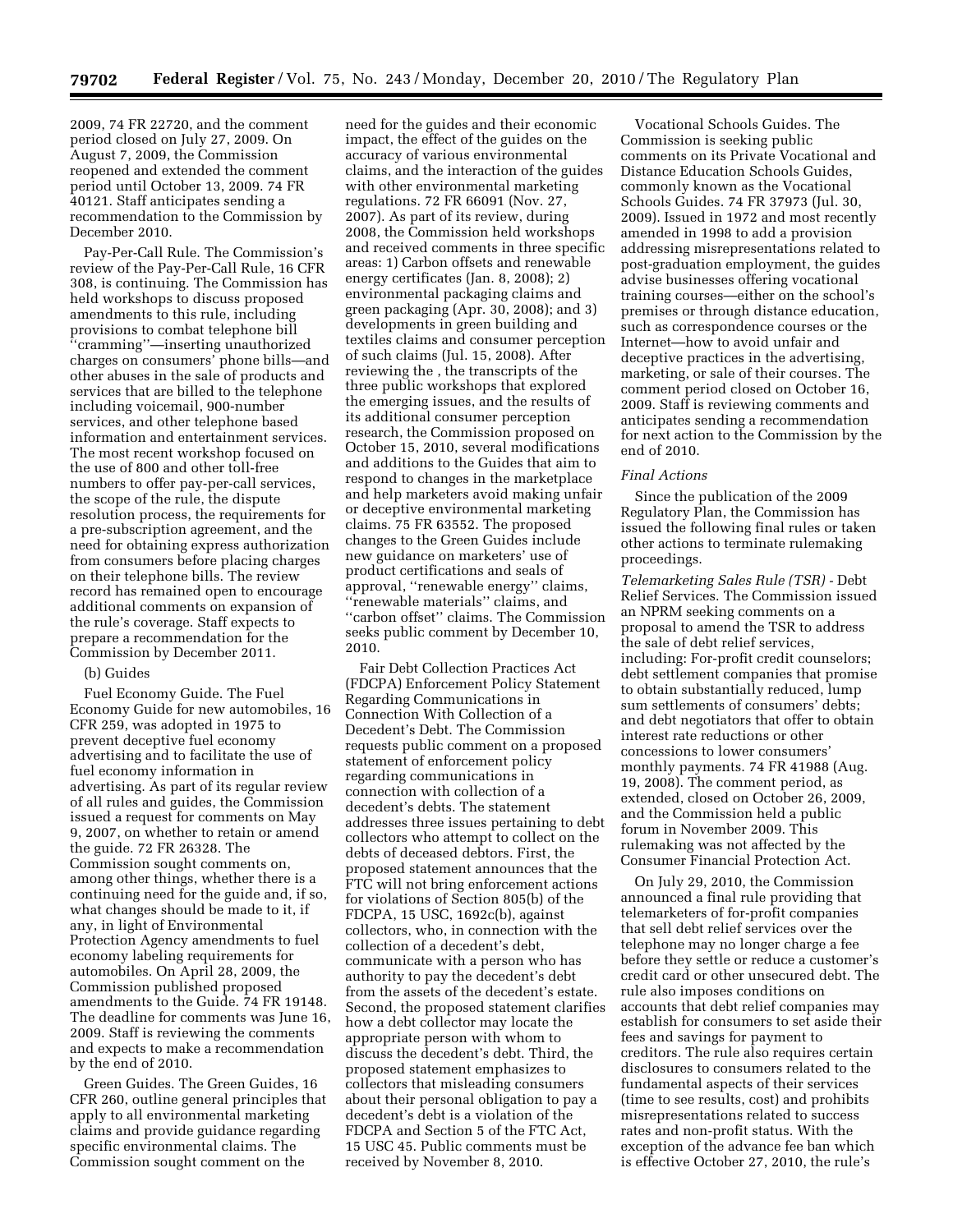2009, 74 FR 22720, and the comment period closed on July 27, 2009. On August 7, 2009, the Commission reopened and extended the comment period until October 13, 2009. 74 FR 40121. Staff anticipates sending a recommendation to the Commission by December 2010.

Pay-Per-Call Rule. The Commission's review of the Pay-Per-Call Rule, 16 CFR 308, is continuing. The Commission has held workshops to discuss proposed amendments to this rule, including provisions to combat telephone bill ''cramming''—inserting unauthorized charges on consumers' phone bills—and other abuses in the sale of products and services that are billed to the telephone including voicemail, 900-number services, and other telephone based information and entertainment services. The most recent workshop focused on the use of 800 and other toll-free numbers to offer pay-per-call services, the scope of the rule, the dispute resolution process, the requirements for a pre-subscription agreement, and the need for obtaining express authorization from consumers before placing charges on their telephone bills. The review record has remained open to encourage additional comments on expansion of the rule's coverage. Staff expects to prepare a recommendation for the Commission by December 2011.

(b) Guides

Fuel Economy Guide. The Fuel Economy Guide for new automobiles, 16 CFR 259, was adopted in 1975 to prevent deceptive fuel economy advertising and to facilitate the use of fuel economy information in advertising. As part of its regular review of all rules and guides, the Commission issued a request for comments on May 9, 2007, on whether to retain or amend the guide. 72 FR 26328. The Commission sought comments on, among other things, whether there is a continuing need for the guide and, if so, what changes should be made to it, if any, in light of Environmental Protection Agency amendments to fuel economy labeling requirements for automobiles. On April 28, 2009, the Commission published proposed amendments to the Guide. 74 FR 19148. The deadline for comments was June 16, 2009. Staff is reviewing the comments and expects to make a recommendation by the end of 2010.

Green Guides. The Green Guides, 16 CFR 260, outline general principles that apply to all environmental marketing claims and provide guidance regarding specific environmental claims. The Commission sought comment on the need for the guides and their economic impact, the effect of the guides on the accuracy of various environmental claims, and the interaction of the guides with other environmental marketing regulations. 72 FR 66091 (Nov. 27, 2007). As part of its review, during 2008, the Commission held workshops and received comments in three specific areas: 1) Carbon offsets and renewable energy certificates (Jan. 8, 2008); 2) environmental packaging claims and green packaging (Apr. 30, 2008); and 3) developments in green building and textiles claims and consumer perception of such claims (Jul. 15, 2008). After reviewing the , the transcripts of the three public workshops that explored the emerging issues, and the results of its additional consumer perception research, the Commission proposed on October 15, 2010, several modifications and additions to the Guides that aim to respond to changes in the marketplace and help marketers avoid making unfair or deceptive environmental marketing claims. 75 FR 63552. The proposed changes to the Green Guides include new guidance on marketers' use of product certifications and seals of approval, ''renewable energy'' claims, ''renewable materials'' claims, and ''carbon offset'' claims. The Commission seeks public comment by December 10, 2010.

Fair Debt Collection Practices Act (FDCPA) Enforcement Policy Statement Regarding Communications in Connection With Collection of a Decedent's Debt. The Commission requests public comment on a proposed statement of enforcement policy regarding communications in connection with collection of a decedent's debts. The statement addresses three issues pertaining to debt collectors who attempt to collect on the debts of deceased debtors. First, the proposed statement announces that the FTC will not bring enforcement actions for violations of Section 805(b) of the FDCPA, 15 USC, 1692c(b), against collectors, who, in connection with the collection of a decedent's debt, communicate with a person who has authority to pay the decedent's debt from the assets of the decedent's estate. Second, the proposed statement clarifies how a debt collector may locate the appropriate person with whom to discuss the decedent's debt. Third, the proposed statement emphasizes to collectors that misleading consumers about their personal obligation to pay a decedent's debt is a violation of the FDCPA and Section 5 of the FTC Act, 15 USC 45. Public comments must be received by November 8, 2010.

Vocational Schools Guides. The Commission is seeking public comments on its Private Vocational and Distance Education Schools Guides, commonly known as the Vocational Schools Guides. 74 FR 37973 (Jul. 30, 2009). Issued in 1972 and most recently amended in 1998 to add a provision addressing misrepresentations related to post-graduation employment, the guides advise businesses offering vocational training courses—either on the school's premises or through distance education, such as correspondence courses or the Internet—how to avoid unfair and deceptive practices in the advertising, marketing, or sale of their courses. The comment period closed on October 16, 2009. Staff is reviewing comments and anticipates sending a recommendation for next action to the Commission by the end of 2010.

*Final Actions*

Since the publication of the 2009 Regulatory Plan, the Commission has issued the following final rules or taken other actions to terminate rulemaking proceedings.

*Telemarketing Sales Rule (TSR)* - Debt Relief Services. The Commission issued an NPRM seeking comments on a proposal to amend the TSR to address the sale of debt relief services, including: For-profit credit counselors; debt settlement companies that promise to obtain substantially reduced, lump sum settlements of consumers' debts; and debt negotiators that offer to obtain interest rate reductions or other concessions to lower consumers' monthly payments. 74 FR 41988 (Aug. 19, 2008). The comment period, as extended, closed on October 26, 2009, and the Commission held a public forum in November 2009. This rulemaking was not affected by the Consumer Financial Protection Act.

On July 29, 2010, the Commission announced a final rule providing that telemarketers of for-profit companies that sell debt relief services over the telephone may no longer charge a fee before they settle or reduce a customer's credit card or other unsecured debt. The rule also imposes conditions on accounts that debt relief companies may establish for consumers to set aside their fees and savings for payment to creditors. The rule also requires certain disclosures to consumers related to the fundamental aspects of their services (time to see results, cost) and prohibits misrepresentations related to success rates and non-profit status. With the exception of the advance fee ban which is effective October 27, 2010, the rule's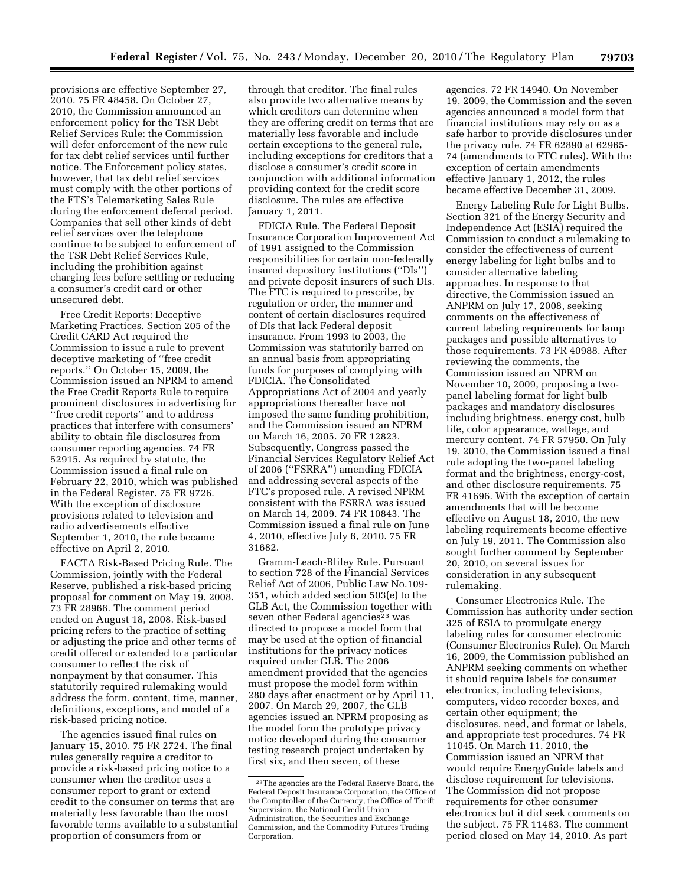provisions are effective September 27, 2010. 75 FR 48458. On October 27, 2010, the Commission announced an enforcement policy for the TSR Debt Relief Services Rule: the Commission will defer enforcement of the new rule for tax debt relief services until further notice. The Enforcement policy states, however, that tax debt relief services must comply with the other portions of the FTS's Telemarketing Sales Rule during the enforcement deferral period. Companies that sell other kinds of debt relief services over the telephone continue to be subject to enforcement of the TSR Debt Relief Services Rule, including the prohibition against charging fees before settling or reducing a consumer's credit card or other unsecured debt.

Free Credit Reports: Deceptive Marketing Practices. Section 205 of the Credit CARD Act required the Commission to issue a rule to prevent deceptive marketing of ''free credit reports.'' On October 15, 2009, the Commission issued an NPRM to amend the Free Credit Reports Rule to require prominent disclosures in advertising for ''free credit reports'' and to address practices that interfere with consumers' ability to obtain file disclosures from consumer reporting agencies. 74 FR 52915. As required by statute, the Commission issued a final rule on February 22, 2010, which was published in the Federal Register. 75 FR 9726. With the exception of disclosure provisions related to television and radio advertisements effective September 1, 2010, the rule became effective on April 2, 2010.

FACTA Risk-Based Pricing Rule. The Commission, jointly with the Federal Reserve, published a risk-based pricing proposal for comment on May 19, 2008. 73 FR 28966. The comment period ended on August 18, 2008. Risk-based pricing refers to the practice of setting or adjusting the price and other terms of credit offered or extended to a particular consumer to reflect the risk of nonpayment by that consumer. This statutorily required rulemaking would address the form, content, time, manner, definitions, exceptions, and model of a risk-based pricing notice.

The agencies issued final rules on January 15, 2010. 75 FR 2724. The final rules generally require a creditor to provide a risk-based pricing notice to a consumer when the creditor uses a consumer report to grant or extend credit to the consumer on terms that are materially less favorable than the most favorable terms available to a substantial proportion of consumers from or through that creditor. The final rules also provide two alternative means by which creditors can determine when they are offering credit on terms that are materially less favorable and include certain exceptions to the general rule, including exceptions for creditors that a disclose a consumer's credit score in conjunction with additional information providing context for the credit score disclosure. The rules are effective January 1, 2011.

FDICIA Rule. The Federal Deposit Insurance Corporation Improvement Act of 1991 assigned to the Commission responsibilities for certain non-federally insured depository institutions (''DIs'') and private deposit insurers of such DIs. The FTC is required to prescribe, by regulation or order, the manner and content of certain disclosures required of DIs that lack Federal deposit insurance. From 1993 to 2003, the Commission was statutorily barred on an annual basis from appropriating funds for purposes of complying with FDICIA. The Consolidated Appropriations Act of 2004 and yearly appropriations thereafter have not imposed the same funding prohibition, and the Commission issued an NPRM on March 16, 2005. 70 FR 12823. Subsequently, Congress passed the Financial Services Regulatory Relief Act of 2006 (''FSRRA'') amending FDICIA and addressing several aspects of the FTC's proposed rule. A revised NPRM consistent with the FSRRA was issued on March 14, 2009. 74 FR 10843. The Commission issued a final rule on June 4, 2010, effective July 6, 2010. 75 FR 31682.

Gramm-Leach-Bliley Rule. Pursuant to section 728 of the Financial Services Relief Act of 2006, Public Law No.109-351, which added section 503(e) to the GLB Act, the Commission together with seven other Federal agencies[23] was directed to propose a model form that may be used at the option of financial institutions for the privacy notices required under GLB. The 2006 amendment provided that the agencies must propose the model form within 280 days after enactment or by April 11, 2007. On March 29, 2007, the GLB agencies issued an NPRM proposing as the model form the prototype privacy notice developed during the consumer testing research project undertaken by first six, and then seven, of these agencies. 72 FR 14940. On November 19, 2009, the Commission and the seven agencies announced a model form that financial institutions may rely on as a safe harbor to provide disclosures under the privacy rule. 74 FR 62890 at 62965-74 (amendments to FTC rules). With the exception of certain amendments effective January 1, 2012, the rules became effective December 31, 2009.

Energy Labeling Rule for Light Bulbs. Section 321 of the Energy Security and Independence Act (ESIA) required the Commission to conduct a rulemaking to consider the effectiveness of current energy labeling for light bulbs and to consider alternative labeling approaches. In response to that directive, the Commission issued an ANPRM on July 17, 2008, seeking comments on the effectiveness of current labeling requirements for lamp packages and possible alternatives to those requirements. 73 FR 40988. After reviewing the comments, the Commission issued an NPRM on November 10, 2009, proposing a two-panel labeling format for light bulb packages and mandatory disclosures including brightness, energy cost, bulb life, color appearance, wattage, and mercury content. 74 FR 57950. On July 19, 2010, the Commission issued a final rule adopting the two-panel labeling format and the brightness, energy-cost, and other disclosure requirements. 75 FR 41696. With the exception of certain amendments that will be become effective on August 18, 2010, the new labeling requirements become effective on July 19, 2011. The Commission also sought further comment by September 20, 2010, on several issues for consideration in any subsequent rulemaking.

Consumer Electronics Rule. The Commission has authority under section 325 of ESIA to promulgate energy labeling rules for consumer electronic (Consumer Electronics Rule). On March 16, 2009, the Commission published an ANPRM seeking comments on whether it should require labels for consumer electronics, including televisions, computers, video recorder boxes, and certain other equipment; the disclosures, need, and format or labels, and appropriate test procedures. 74 FR 11045. On March 11, 2010, the Commission issued an NPRM that would require EnergyGuide labels and disclose requirement for televisions. The Commission did not propose requirements for other consumer electronics but it did seek comments on the subject. 75 FR 11483. The comment period closed on May 14, 2010. As part

[23] The agencies are the Federal Reserve Board, the Federal Deposit Insurance Corporation, the Office of the Comptroller of the Currency, the Office of Thrift Supervision, the National Credit Union Administration, the Securities and Exchange Commission, and the Commodity Futures Trading Corporation.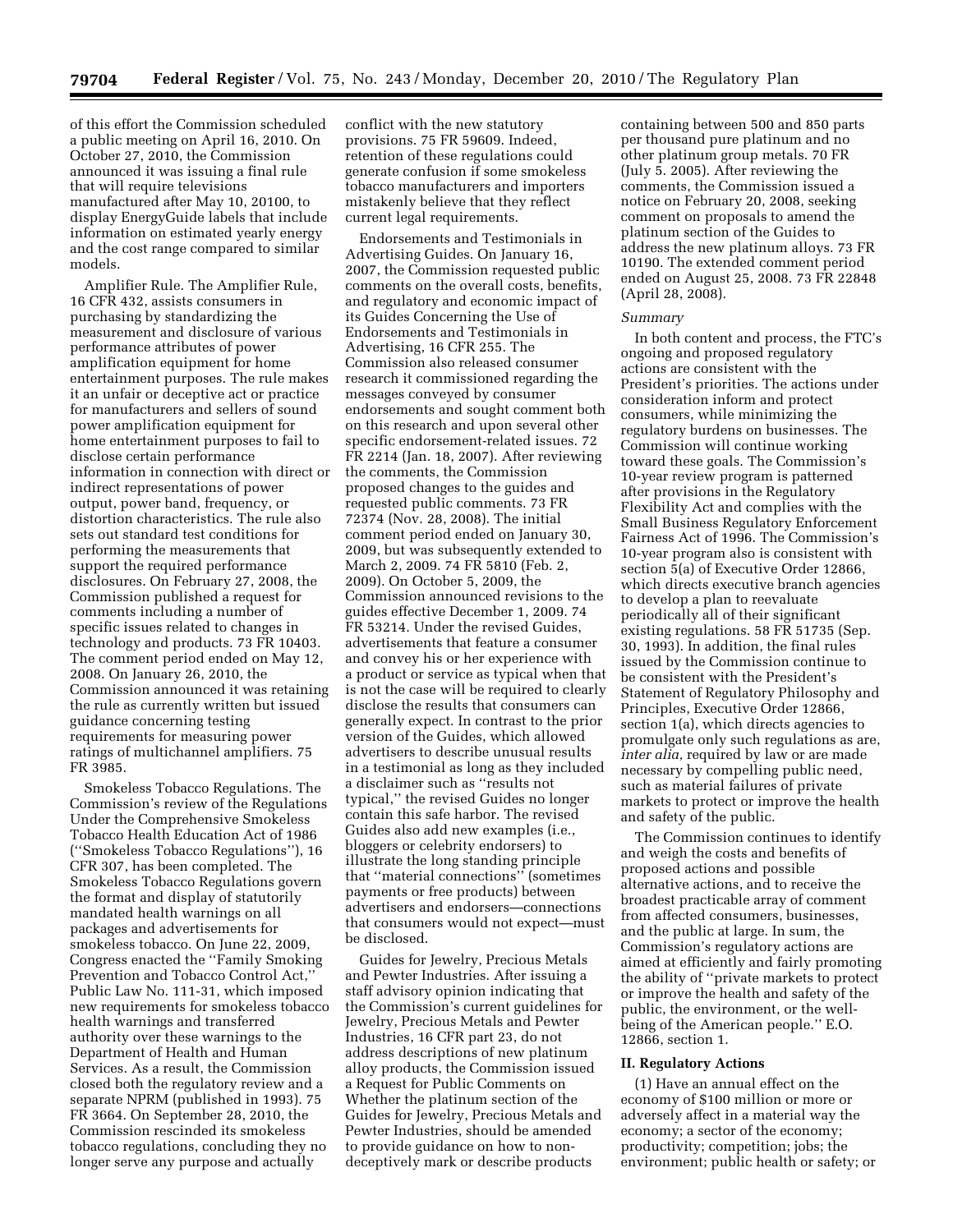of this effort the Commission scheduled a public meeting on April 16, 2010. On October 27, 2010, the Commission announced it was issuing a final rule that will require televisions manufactured after May 10, 20100, to display EnergyGuide labels that include information on estimated yearly energy and the cost range compared to similar models.

Amplifier Rule. The Amplifier Rule, 16 CFR 432, assists consumers in purchasing by standardizing the measurement and disclosure of various performance attributes of power amplification equipment for home entertainment purposes. The rule makes it an unfair or deceptive act or practice for manufacturers and sellers of sound power amplification equipment for home entertainment purposes to fail to disclose certain performance information in connection with direct or indirect representations of power output, power band, frequency, or distortion characteristics. The rule also sets out standard test conditions for performing the measurements that support the required performance disclosures. On February 27, 2008, the Commission published a request for comments including a number of specific issues related to changes in technology and products. 73 FR 10403. The comment period ended on May 12, 2008. On January 26, 2010, the Commission announced it was retaining the rule as currently written but issued guidance concerning testing requirements for measuring power ratings of multichannel amplifiers. 75 FR 3985.

Smokeless Tobacco Regulations. The Commission's review of the Regulations Under the Comprehensive Smokeless Tobacco Health Education Act of 1986 (''Smokeless Tobacco Regulations''), 16 CFR 307, has been completed. The Smokeless Tobacco Regulations govern the format and display of statutorily mandated health warnings on all packages and advertisements for smokeless tobacco. On June 22, 2009, Congress enacted the ''Family Smoking Prevention and Tobacco Control Act,'' Public Law No. 111-31, which imposed new requirements for smokeless tobacco health warnings and transferred authority over these warnings to the Department of Health and Human Services. As a result, the Commission closed both the regulatory review and a separate NPRM (published in 1993). 75 FR 3664. On September 28, 2010, the Commission rescinded its smokeless tobacco regulations, concluding they no longer serve any purpose and actually conflict with the new statutory provisions. 75 FR 59609. Indeed, retention of these regulations could generate confusion if some smokeless tobacco manufacturers and importers mistakenly believe that they reflect current legal requirements.

Endorsements and Testimonials in Advertising Guides. On January 16, 2007, the Commission requested public comments on the overall costs, benefits, and regulatory and economic impact of its Guides Concerning the Use of Endorsements and Testimonials in Advertising, 16 CFR 255. The Commission also released consumer research it commissioned regarding the messages conveyed by consumer endorsements and sought comment both on this research and upon several other specific endorsement-related issues. 72 FR 2214 (Jan. 18, 2007). After reviewing the comments, the Commission proposed changes to the guides and requested public comments. 73 FR 72374 (Nov. 28, 2008). The initial comment period ended on January 30, 2009, but was subsequently extended to March 2, 2009. 74 FR 5810 (Feb. 2, 2009). On October 5, 2009, the Commission announced revisions to the guides effective December 1, 2009. 74 FR 53214. Under the revised Guides, advertisements that feature a consumer and convey his or her experience with a product or service as typical when that is not the case will be required to clearly disclose the results that consumers can generally expect. In contrast to the prior version of the Guides, which allowed advertisers to describe unusual results in a testimonial as long as they included a disclaimer such as ''results not typical,'' the revised Guides no longer contain this safe harbor. The revised Guides also add new examples (i.e., bloggers or celebrity endorsers) to illustrate the long standing principle that ''material connections'' (sometimes payments or free products) between advertisers and endorsers—connections that consumers would not expect—must be disclosed.

Guides for Jewelry, Precious Metals and Pewter Industries. After issuing a staff advisory opinion indicating that the Commission's current guidelines for Jewelry, Precious Metals and Pewter Industries, 16 CFR part 23, do not address descriptions of new platinum alloy products, the Commission issued a Request for Public Comments on Whether the platinum section of the Guides for Jewelry, Precious Metals and Pewter Industries, should be amended to provide guidance on how to non-deceptively mark or describe products containing between 500 and 850 parts per thousand pure platinum and no other platinum group metals. 70 FR (July 5. 2005). After reviewing the comments, the Commission issued a notice on February 20, 2008, seeking comment on proposals to amend the platinum section of the Guides to address the new platinum alloys. 73 FR 10190. The extended comment period ended on August 25, 2008. 73 FR 22848 (April 28, 2008).

*Summary*

In both content and process, the FTC's ongoing and proposed regulatory actions are consistent with the President's priorities. The actions under consideration inform and protect consumers, while minimizing the regulatory burdens on businesses. The Commission will continue working toward these goals. The Commission's 10-year review program is patterned after provisions in the Regulatory Flexibility Act and complies with the Small Business Regulatory Enforcement Fairness Act of 1996. The Commission's 10-year program also is consistent with section 5(a) of Executive Order 12866, which directs executive branch agencies to develop a plan to reevaluate periodically all of their significant existing regulations. 58 FR 51735 (Sep. 30, 1993). In addition, the final rules issued by the Commission continue to be consistent with the President's Statement of Regulatory Philosophy and Principles, Executive Order 12866, section 1(a), which directs agencies to promulgate only such regulations as are, *inter alia,* required by law or are made necessary by compelling public need, such as material failures of private markets to protect or improve the health and safety of the public.

The Commission continues to identify and weigh the costs and benefits of proposed actions and possible alternative actions, and to receive the broadest practicable array of comment from affected consumers, businesses, and the public at large. In sum, the Commission's regulatory actions are aimed at efficiently and fairly promoting the ability of ''private markets to protect or improve the health and safety of the public, the environment, or the well-being of the American people.'' E.O. 12866, section 1.

**II. Regulatory Actions**

(1) Have an annual effect on the economy of $100 million or more or adversely affect in a material way the economy; a sector of the economy; productivity; competition; jobs; the environment; public health or safety; or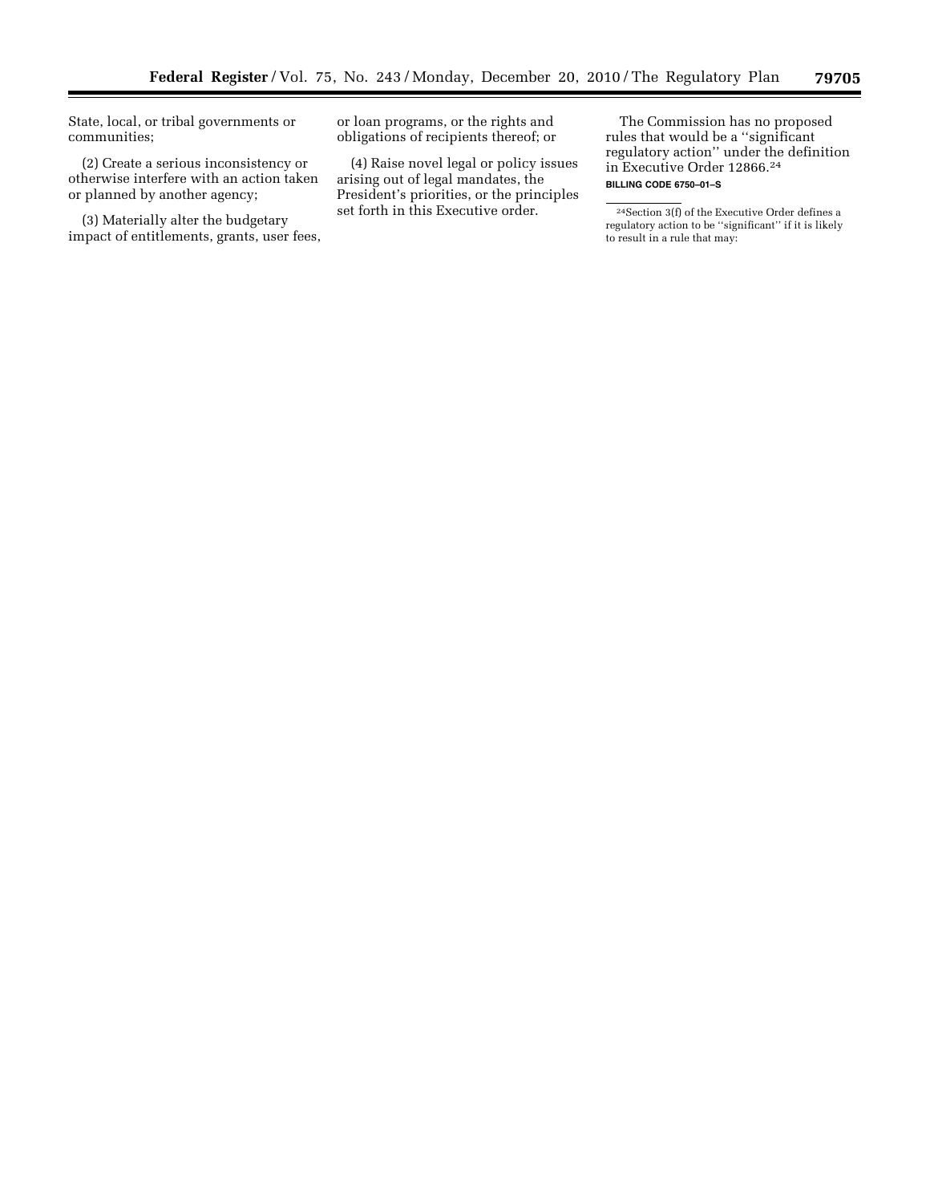State, local, or tribal governments or communities;

(2) Create a serious inconsistency or otherwise interfere with an action taken or planned by another agency;

(3) Materially alter the budgetary impact of entitlements, grants, user fees, or loan programs, or the rights and obligations of recipients thereof; or

(4) Raise novel legal or policy issues arising out of legal mandates, the President's priorities, or the principles set forth in this Executive order.

The Commission has no proposed rules that would be a "significant regulatory action" under the definition in Executive Order 12866.[24]

**BILLING CODE 6750–01–S**

[24] Section 3(f) of the Executive Order defines a regulatory action to be "significant" if it is likely to result in a rule that may: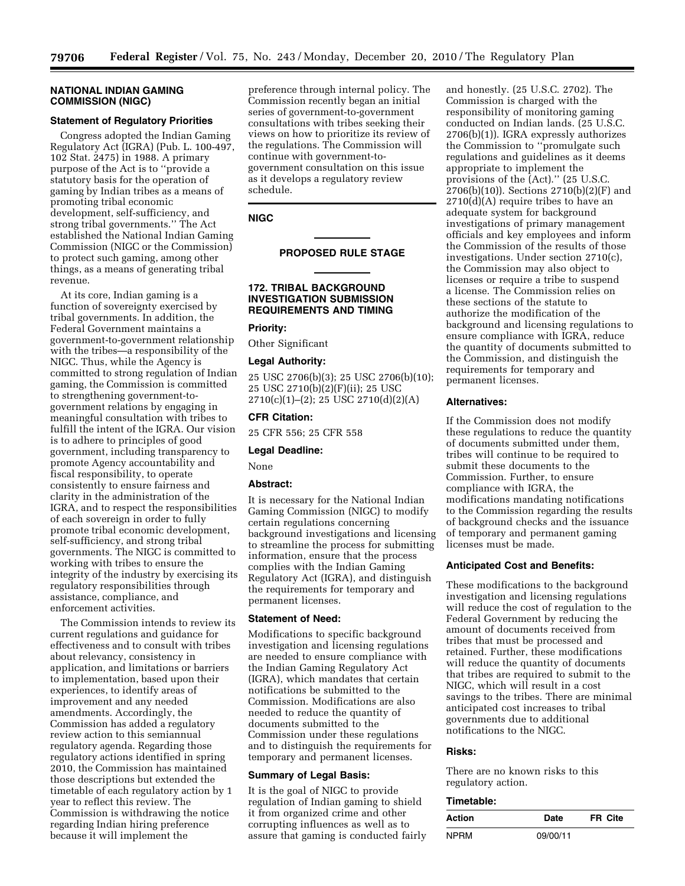## NATIONAL INDIAN GAMING COMMISSION (NIGC)

### Statement of Regulatory Priorities

Congress adopted the Indian Gaming Regulatory Act (IGRA) (Pub. L. 100-497, 102 Stat. 2475) in 1988. A primary purpose of the Act is to ''provide a statutory basis for the operation of gaming by Indian tribes as a means of promoting tribal economic development, self-sufficiency, and strong tribal governments.'' The Act established the National Indian Gaming Commission (NIGC or the Commission) to protect such gaming, among other things, as a means of generating tribal revenue.

At its core, Indian gaming is a function of sovereignty exercised by tribal governments. In addition, the Federal Government maintains a government-to-government relationship with the tribes—a responsibility of the NIGC. Thus, while the Agency is committed to strong regulation of Indian gaming, the Commission is committed to strengthening government-to-government relations by engaging in meaningful consultation with tribes to fulfill the intent of the IGRA. Our vision is to adhere to principles of good government, including transparency to promote Agency accountability and fiscal responsibility, to operate consistently to ensure fairness and clarity in the administration of the IGRA, and to respect the responsibilities of each sovereign in order to fully promote tribal economic development, self-sufficiency, and strong tribal governments. The NIGC is committed to working with tribes to ensure the integrity of the industry by exercising its regulatory responsibilities through assistance, compliance, and enforcement activities.

The Commission intends to review its current regulations and guidance for effectiveness and to consult with tribes about relevancy, consistency in application, and limitations or barriers to implementation, based upon their experiences, to identify areas of improvement and any needed amendments. Accordingly, the Commission has added a regulatory review action to this semiannual regulatory agenda. Regarding those regulatory actions identified in spring 2010, the Commission has maintained those descriptions but extended the timetable of each regulatory action by 1 year to reflect this review. The Commission is withdrawing the notice regarding Indian hiring preference because it will implement the preference through internal policy. The Commission recently began an initial series of government-to-government consultations with tribes seeking their views on how to prioritize its review of the regulations. The Commission will continue with government-to-government consultation on this issue as it develops a regulatory review schedule.

## NIGC

## PROPOSED RULE STAGE

### 172. TRIBAL BACKGROUND INVESTIGATION SUBMISSION REQUIREMENTS AND TIMING

**Priority:**

Other Significant

**Legal Authority:**

25 USC 2706(b)(3); 25 USC 2706(b)(10); 25 USC 2710(b)(2)(F)(ii); 25 USC 2710(c)(1)–(2); 25 USC 2710(d)(2)(A)

**CFR Citation:**

25 CFR 556; 25 CFR 558

**Legal Deadline:**

None

**Abstract:**

It is necessary for the National Indian Gaming Commission (NIGC) to modify certain regulations concerning background investigations and licensing to streamline the process for submitting information, ensure that the process complies with the Indian Gaming Regulatory Act (IGRA), and distinguish the requirements for temporary and permanent licenses.

**Statement of Need:**

Modifications to specific background investigation and licensing regulations are needed to ensure compliance with the Indian Gaming Regulatory Act (IGRA), which mandates that certain notifications be submitted to the Commission. Modifications are also needed to reduce the quantity of documents submitted to the Commission under these regulations and to distinguish the requirements for temporary and permanent licenses.

**Summary of Legal Basis:**

It is the goal of NIGC to provide regulation of Indian gaming to shield it from organized crime and other corrupting influences as well as to assure that gaming is conducted fairly and honestly. (25 U.S.C. 2702). The Commission is charged with the responsibility of monitoring gaming conducted on Indian lands. (25 U.S.C. 2706(b)(1)). IGRA expressly authorizes the Commission to ''promulgate such regulations and guidelines as it deems appropriate to implement the provisions of the (Act).'' (25 U.S.C. 2706(b)(10)). Sections 2710(b)(2)(F) and 2710(d)(A) require tribes to have an adequate system for background investigations of primary management officials and key employees and inform the Commission of the results of those investigations. Under section 2710(c), the Commission may also object to licenses or require a tribe to suspend a license. The Commission relies on these sections of the statute to authorize the modification of the background and licensing regulations to ensure compliance with IGRA, reduce the quantity of documents submitted to the Commission, and distinguish the requirements for temporary and permanent licenses.

**Alternatives:**

If the Commission does not modify these regulations to reduce the quantity of documents submitted under them, tribes will continue to be required to submit these documents to the Commission. Further, to ensure compliance with IGRA, the modifications mandating notifications to the Commission regarding the results of background checks and the issuance of temporary and permanent gaming licenses must be made.

**Anticipated Cost and Benefits:**

These modifications to the background investigation and licensing regulations will reduce the cost of regulation to the Federal Government by reducing the amount of documents received from tribes that must be processed and retained. Further, these modifications will reduce the quantity of documents that tribes are required to submit to the NIGC, which will result in a cost savings to the tribes. There are minimal anticipated cost increases to tribal governments due to additional notifications to the NIGC.

**Risks:**

There are no known risks to this regulatory action.

**Timetable:**

| Action | Date | FR Cite |
|---|---|---|
| NPRM | 09/00/11 | |